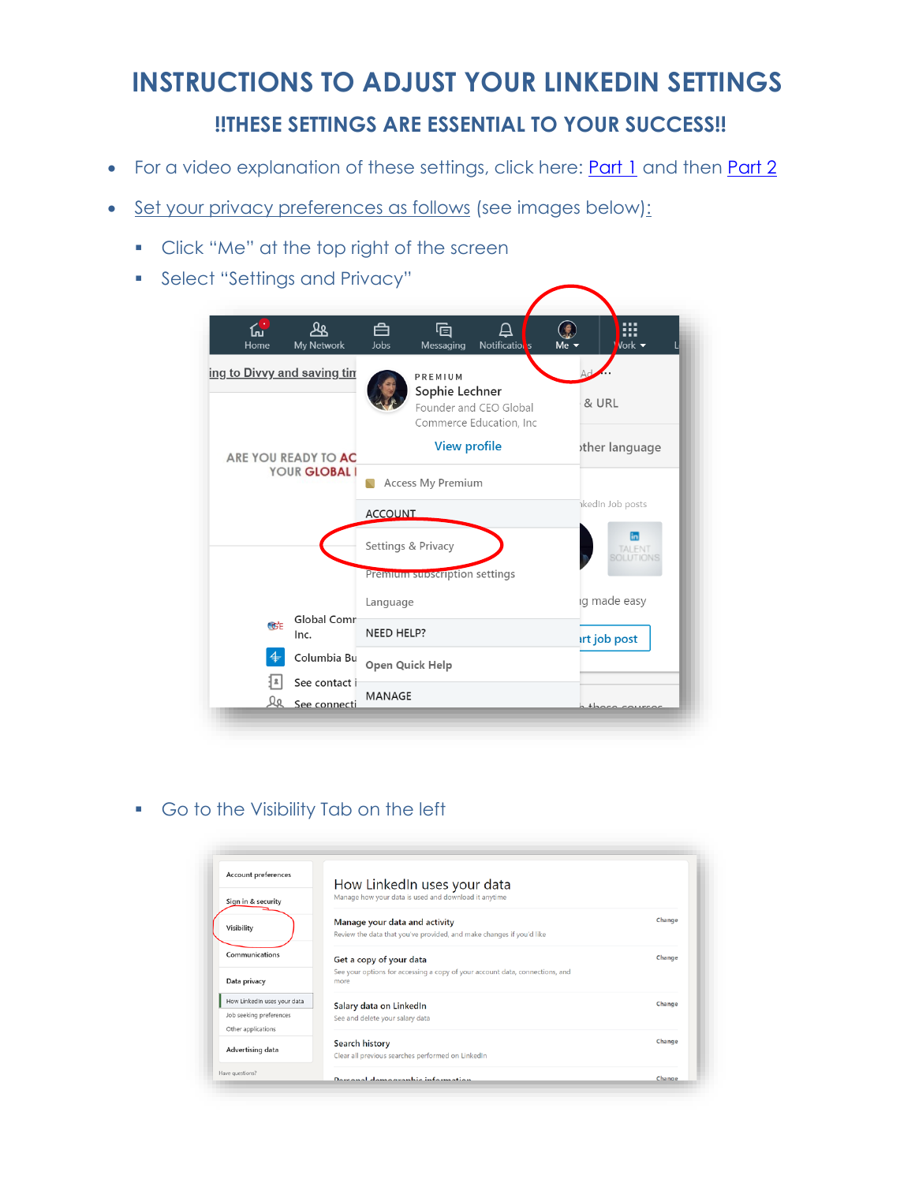# INSTRUCTIONS TO ADJUST YOUR LINKEDIN SETTINGS

## !!THESE SETTINGS ARE ESSENTIAL TO YOUR SUCCESS!!

- For a video explanation of these settings, click here: Part 1 and then Part 2
- Set your privacy preferences as follows (see images below):
  - Click "Me" at the top right of the screen
  - Select "Settings and Privacy"

  - Go to the Visibility Tab on the left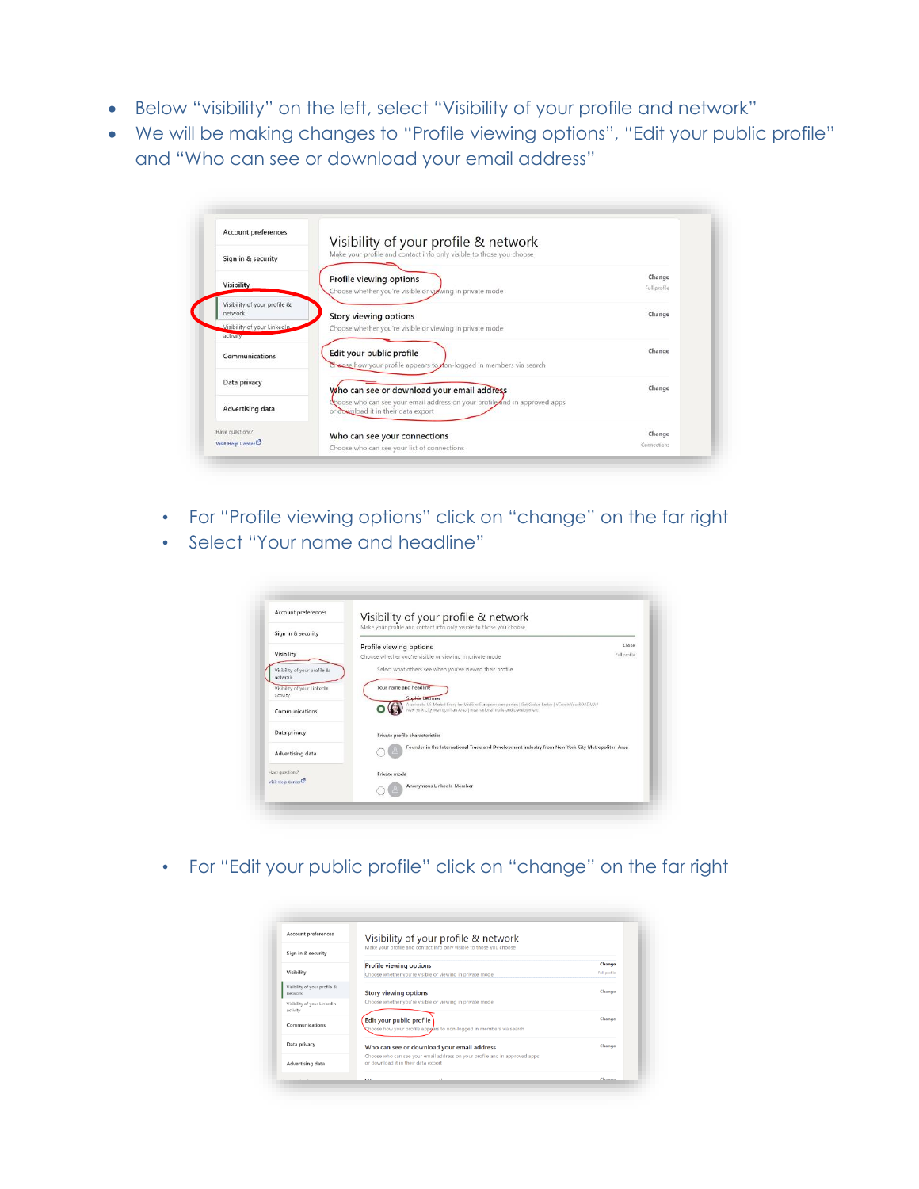- Below "visibility" on the left, select "Visibility of your profile and network"
- We will be making changes to "Profile viewing options", "Edit your public profile" and "Who can see or download your email address"

- For "Profile viewing options" click on "change" on the far right
- Select "Your name and headline"

- For "Edit your public profile" click on "change" on the far right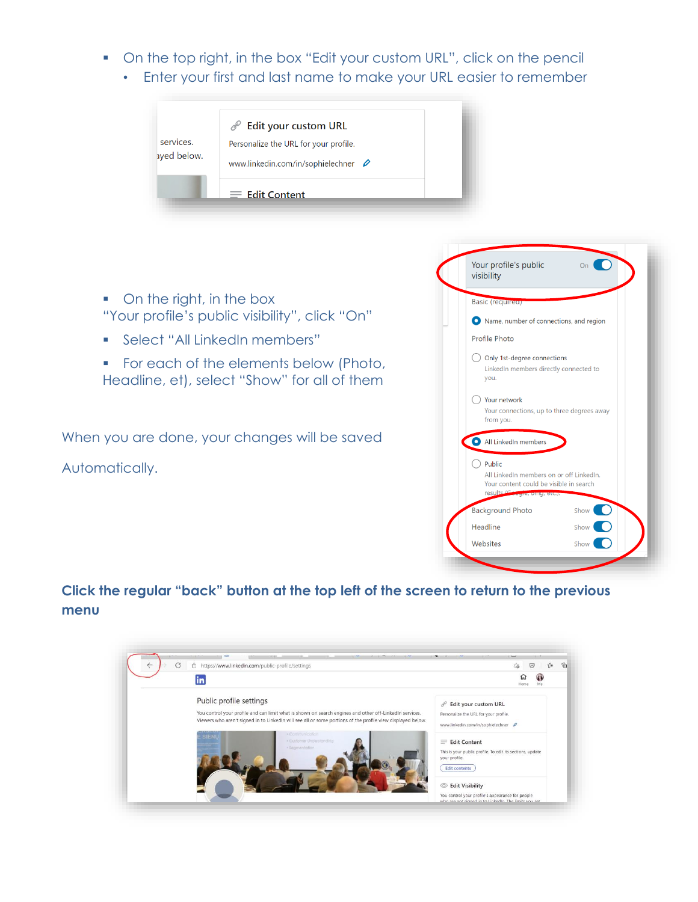- On the top right, in the box "Edit your custom URL", click on the pencil
  - Enter your first and last name to make your URL easier to remember

- On the right, in the box "Your profile's public visibility", click "On"
- Select "All LinkedIn members"
- For each of the elements below (Photo, Headline, et), select "Show" for all of them

When you are done, your changes will be saved

Automatically.

**Click the regular "back" button at the top left of the screen to return to the previous menu**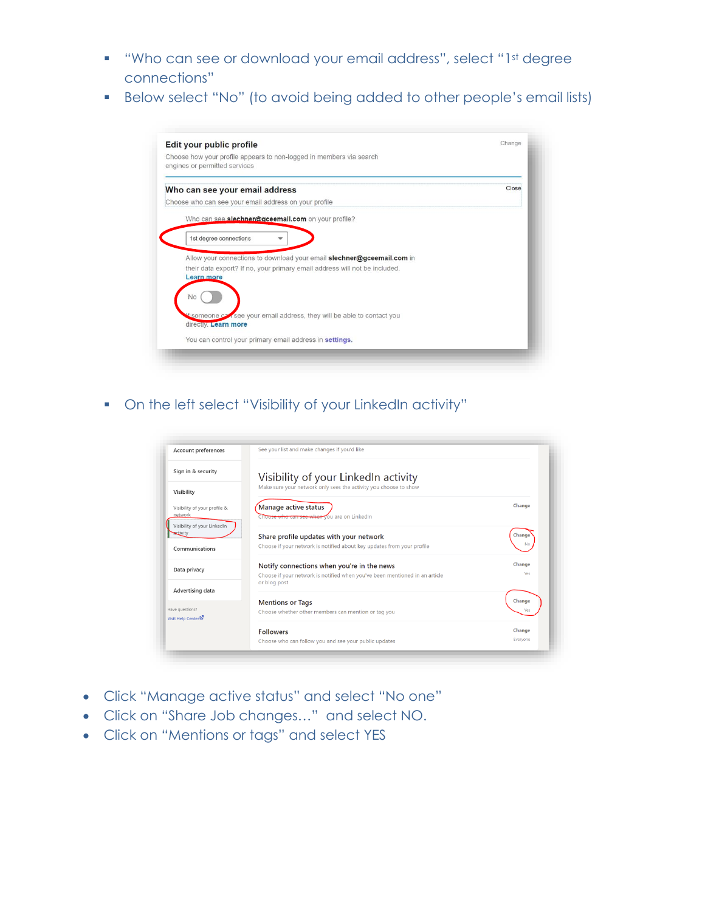- "Who can see or download your email address", select "1st degree connections"
- Below select "No" (to avoid being added to other people's email lists)

- On the left select "Visibility of your LinkedIn activity"

- Click "Manage active status" and select "No one"
- Click on "Share Job changes…" and select NO.
- Click on "Mentions or tags" and select YES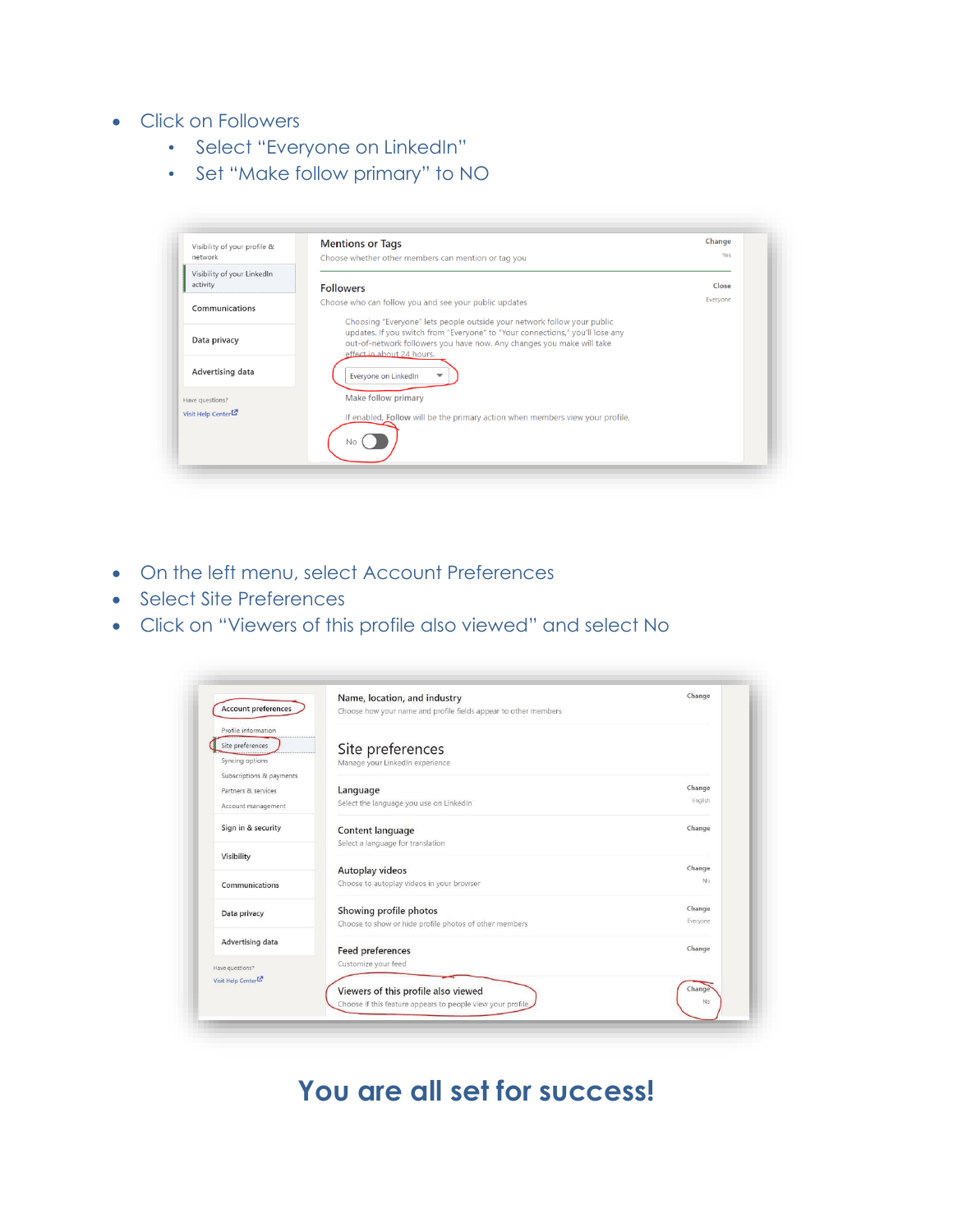- Click on Followers
  - Select "Everyone on LinkedIn"
  - Set "Make follow primary" to NO

- On the left menu, select Account Preferences
- Select Site Preferences
- Click on "Viewers of this profile also viewed" and select No

## You are all set for success!